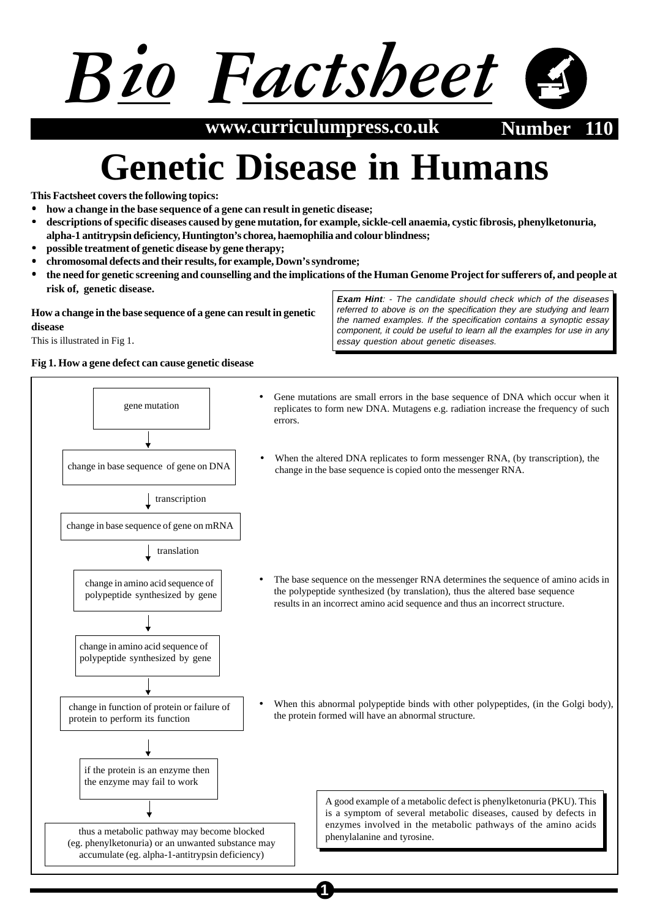# Bio Factsheet

www.curriculumpress.co.uk **Number 110**

# Genetic Disease in Humans

**This Factsheet covers the following topics:**

- **how a change in the base sequence of a gene can result in genetic disease;**
- **descriptions of specific diseases caused by gene mutation, for example, sickle-cell anaemia, cystic fibrosis, phenylketonuria, alpha-1 antitrypsin deficiency, Huntington's chorea, haemophilia and colour blindness;**
- **possible treatment of genetic disease by gene therapy;**
- **chromosomal defects and their results, for example, Down's syndrome;**
- **the need for genetic screening and counselling and the implications of the Human Genome Project for sufferers of, and people at risk of, genetic disease.**

> ***Exam Hint**: - The candidate should check which of the diseases referred to above is on the specification they are studying and learn the named examples. If the specification contains a synoptic essay component, it could be useful to learn all the examples for use in any essay question about genetic diseases.*

## How a change in the base sequence of a gene can result in genetic disease

This is illustrated in Fig 1.

**Fig 1. How a gene defect can cause genetic disease**

gene mutation
↓
change in base sequence of gene on DNA
↓ transcription
change in base sequence of gene on mRNA
↓ translation
change in amino acid sequence of polypeptide synthesized by gene
↓
change in amino acid sequence of polypeptide synthesized by gene
↓
change in function of protein or failure of protein to perform its function
↓
if the protein is an enzyme then the enzyme may fail to work
↓
thus a metabolic pathway may become blocked (eg. phenylketonuria) or an unwanted substance may accumulate (eg. alpha-1-antitrypsin deficiency)

- Gene mutations are small errors in the base sequence of DNA which occur when it replicates to form new DNA. Mutagens e.g. radiation increase the frequency of such errors.
- When the altered DNA replicates to form messenger RNA, (by transcription), the change in the base sequence is copied onto the messenger RNA.
- The base sequence on the messenger RNA determines the sequence of amino acids in the polypeptide synthesized (by translation), thus the altered base sequence results in an incorrect amino acid sequence and thus an incorrect structure.
- When this abnormal polypeptide binds with other polypeptides, (in the Golgi body), the protein formed will have an abnormal structure.

> A good example of a metabolic defect is phenylketonuria (PKU). This is a symptom of several metabolic diseases, caused by defects in enzymes involved in the metabolic pathways of the amino acids phenylalanine and tyrosine.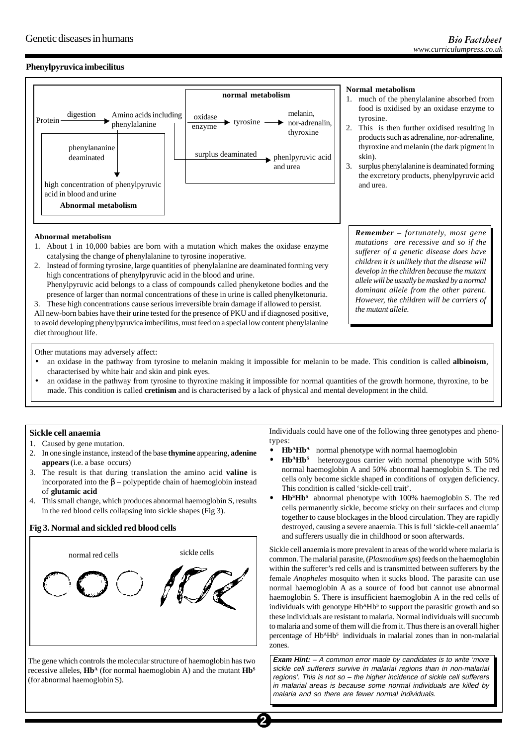## Phenylpyruvica imbecilitus

normal metabolism

Protein —digestion→ Amino acids including phenylalanine —oxidase enzyme→ tyrosine → melanin, nor-adrenalin, thyroxine

surplus deaminated → phenlpyruvic acid and urea

phenylananine deaminated → high concentration of phenylpyruvic acid in blood and urine

Abnormal metabolism

**Normal metabolism**

1. much of the phenylalanine absorbed from food is oxidised by an oxidase enzyme to tyrosine.
2. This is then further oxidised resulting in products such as adrenaline, nor-adrenaline, thyroxine and melanin (the dark pigment in skin).
3. surplus phenylalanine is deaminated forming the excretory products, phenylpyruvic acid and urea.

**Abnormal metabolism**

1. About 1 in 10,000 babies are born with a mutation which makes the oxidase enzyme catalysing the change of phenylalanine to tyrosine inoperative.
2. Instead of forming tyrosine, large quantities of phenylalanine are deaminated forming very high concentrations of phenylpyruvic acid in the blood and urine.
   Phenylpyruvic acid belongs to a class of compounds called phenyketone bodies and the presence of larger than normal concentrations of these in urine is called phenylketonuria.
3. These high concentrations cause serious irreversible brain damage if allowed to persist.

All new-born babies have their urine tested for the presence of PKU and if diagnosed positive, to avoid developing phenylpyruvica imbecilitus, must feed on a special low content phenylalanine diet throughout life.

***Remember** – fortunately, most gene mutations are recessive and so if the sufferer of a genetic disease does have children it is unlikely that the disease will develop in the children because the mutant allele will be usually be masked by a normal dominant allele from the other parent. However, the children will be carriers of the mutant allele.*

Other mutations may adversely affect:

- an oxidase in the pathway from tyrosine to melanin making it impossible for melanin to be made. This condition is called **albinoism**, characterised by white hair and skin and pink eyes.
- an oxidase in the pathway from tyrosine to thyroxine making it impossible for normal quantities of the growth hormone, thyroxine, to be made. This condition is called **cretinism** and is characterised by a lack of physical and mental development in the child.

## Sickle cell anaemia

1. Caused by gene mutation.
2. In one single instance, instead of the base **thymine** appearing, **adenine appears** (i.e. a base occurs)
3. The result is that during translation the amino acid **valine** is incorporated into the β – polypeptide chain of haemoglobin instead of **glutamic acid**
4. This small change, which produces abnormal haemoglobin S, results in the red blood cells collapsing into sickle shapes (Fig 3).

**Fig 3. Normal and sickled red blood cells**

normal red cells   sickle cells

The gene which controls the molecular structure of haemoglobin has two recessive alleles, **$Hb^A$** (for normal haemoglobin A) and the mutant **$Hb^S$** (for abnormal haemoglobin S).

Individuals could have one of the following three genotypes and phenotypes:

- **$Hb^AHb^A$** normal phenotype with normal haemoglobin
- **$Hb^AHb^S$** heterozygous carrier with normal phenotype with 50% normal haemoglobin A and 50% abnormal haemoglobin S. The red cells only become sickle shaped in conditions of oxygen deficiency. This condition is called 'sickle-cell trait'.
- **$Hb^SHb^S$** abnormal phenotype with 100% haemoglobin S. The red cells permanently sickle, become sticky on their surfaces and clump together to cause blockages in the blood circulation. They are rapidly destroyed, causing a severe anaemia. This is full 'sickle-cell anaemia' and sufferers usually die in childhood or soon afterwards.

Sickle cell anaemia is more prevalent in areas of the world where malaria is common. The malarial parasite, (*Plasmodium sps*) feeds on the haemoglobin within the sufferer's red cells and is transmitted between sufferers by the female *Anopheles* mosquito when it sucks blood. The parasite can use normal haemoglobin A as a source of food but cannot use abnormal haemoglobin S. There is insufficient haemoglobin A in the red cells of individuals with genotype $Hb^AHb^S$ to support the parasitic growth and so these individuals are resistant to malaria. Normal individuals will succumb to malaria and some of them will die from it. Thus there is an overall higher percentage of $Hb^AHb^S$ individuals in malarial zones than in non-malarial zones.

***Exam Hint:** – A common error made by candidates is to write 'more sickle cell sufferers survive in malarial regions than in non-malarial regions'. This is not so – the higher incidence of sickle cell sufferers in malarial areas is because some normal individuals are killed by malaria and so there are fewer normal individuals.*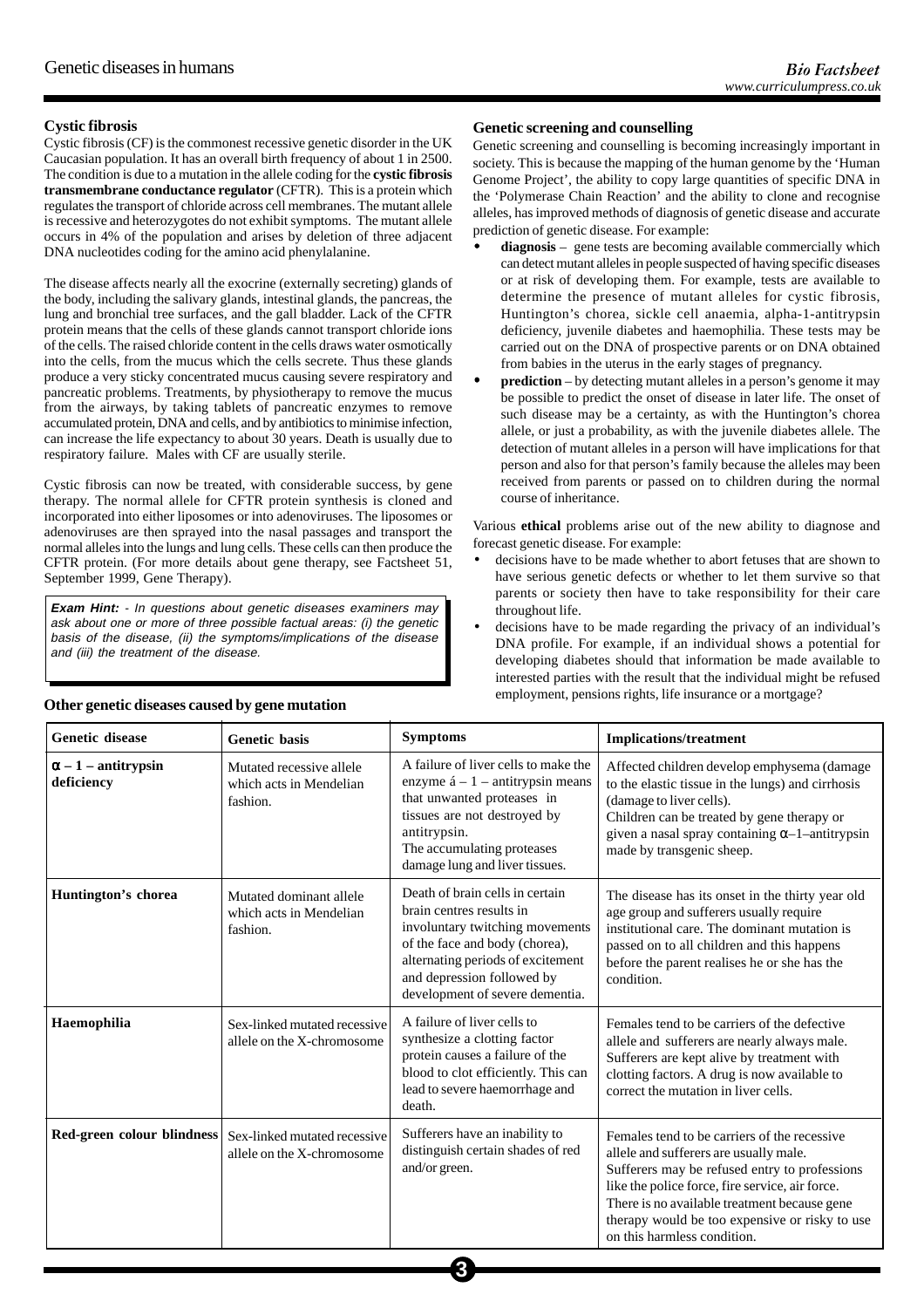## Cystic fibrosis

Cystic fibrosis (CF) is the commonest recessive genetic disorder in the UK Caucasian population. It has an overall birth frequency of about 1 in 2500. The condition is due to a mutation in the allele coding for the **cystic fibrosis transmembrane conductance regulator** (CFTR). This is a protein which regulates the transport of chloride across cell membranes. The mutant allele is recessive and heterozygotes do not exhibit symptoms. The mutant allele occurs in 4% of the population and arises by deletion of three adjacent DNA nucleotides coding for the amino acid phenylalanine.

The disease affects nearly all the exocrine (externally secreting) glands of the body, including the salivary glands, intestinal glands, the pancreas, the lung and bronchial tree surfaces, and the gall bladder. Lack of the CFTR protein means that the cells of these glands cannot transport chloride ions of the cells. The raised chloride content in the cells draws water osmotically into the cells, from the mucus which the cells secrete. Thus these glands produce a very sticky concentrated mucus causing severe respiratory and pancreatic problems. Treatments, by physiotherapy to remove the mucus from the airways, by taking tablets of pancreatic enzymes to remove accumulated protein, DNA and cells, and by antibiotics to minimise infection, can increase the life expectancy to about 30 years. Death is usually due to respiratory failure. Males with CF are usually sterile.

Cystic fibrosis can now be treated, with considerable success, by gene therapy. The normal allele for CFTR protein synthesis is cloned and incorporated into either liposomes or into adenoviruses. The liposomes or adenoviruses are then sprayed into the nasal passages and transport the normal alleles into the lungs and lung cells. These cells can then produce the CFTR protein. (For more details about gene therapy, see Factsheet 51, September 1999, Gene Therapy).

> ***Exam Hint:*** *- In questions about genetic diseases examiners may ask about one or more of three possible factual areas: (i) the genetic basis of the disease, (ii) the symptoms/implications of the disease and (iii) the treatment of the disease.*

## Genetic screening and counselling

Genetic screening and counselling is becoming increasingly important in society. This is because the mapping of the human genome by the 'Human Genome Project', the ability to copy large quantities of specific DNA in the 'Polymerase Chain Reaction' and the ability to clone and recognise alleles, has improved methods of diagnosis of genetic disease and accurate prediction of genetic disease. For example:

- **diagnosis** – gene tests are becoming available commercially which can detect mutant alleles in people suspected of having specific diseases or at risk of developing them. For example, tests are available to determine the presence of mutant alleles for cystic fibrosis, Huntington's chorea, sickle cell anaemia, alpha-1-antitrypsin deficiency, juvenile diabetes and haemophilia. These tests may be carried out on the DNA of prospective parents or on DNA obtained from babies in the uterus in the early stages of pregnancy.
- **prediction** – by detecting mutant alleles in a person's genome it may be possible to predict the onset of disease in later life. The onset of such disease may be a certainty, as with the Huntington's chorea allele, or just a probability, as with the juvenile diabetes allele. The detection of mutant alleles in a person will have implications for that person and also for that person's family because the alleles may been received from parents or passed on to children during the normal course of inheritance.

Various **ethical** problems arise out of the new ability to diagnose and forecast genetic disease. For example:

- decisions have to be made whether to abort fetuses that are shown to have serious genetic defects or whether to let them survive so that parents or society then have to take responsibility for their care throughout life.
- decisions have to be made regarding the privacy of an individual's DNA profile. For example, if an individual shows a potential for developing diabetes should that information be made available to interested parties with the result that the individual might be refused employment, pensions rights, life insurance or a mortgage?

## Other genetic diseases caused by gene mutation

| Genetic disease | Genetic basis | Symptoms | Implications/treatment |
|---|---|---|---|
| **α – 1 – antitrypsin deficiency** | Mutated recessive allele which acts in Mendelian fashion. | A failure of liver cells to make the enzyme á – 1 – antitrypsin means that unwanted proteases in tissues are not destroyed by antitrypsin. The accumulating proteases damage lung and liver tissues. | Affected children develop emphysema (damage to the elastic tissue in the lungs) and cirrhosis (damage to liver cells). Children can be treated by gene therapy or given a nasal spray containing α–1–antitrypsin made by transgenic sheep. |
| **Huntington's chorea** | Mutated dominant allele which acts in Mendelian fashion. | Death of brain cells in certain brain centres results in involuntary twitching movements of the face and body (chorea), alternating periods of excitement and depression followed by development of severe dementia. | The disease has its onset in the thirty year old age group and sufferers usually require institutional care. The dominant mutation is passed on to all children and this happens before the parent realises he or she has the condition. |
| **Haemophilia** | Sex-linked mutated recessive allele on the X-chromosome | A failure of liver cells to synthesize a clotting factor protein causes a failure of the blood to clot efficiently. This can lead to severe haemorrhage and death. | Females tend to be carriers of the defective allele and sufferers are nearly always male. Sufferers are kept alive by treatment with clotting factors. A drug is now available to correct the mutation in liver cells. |
| **Red-green colour blindness** | Sex-linked mutated recessive allele on the X-chromosome | Sufferers have an inability to distinguish certain shades of red and/or green. | Females tend to be carriers of the recessive allele and sufferers are usually male. Sufferers may be refused entry to professions like the police force, fire service, air force. There is no available treatment because gene therapy would be too expensive or risky to use on this harmless condition. |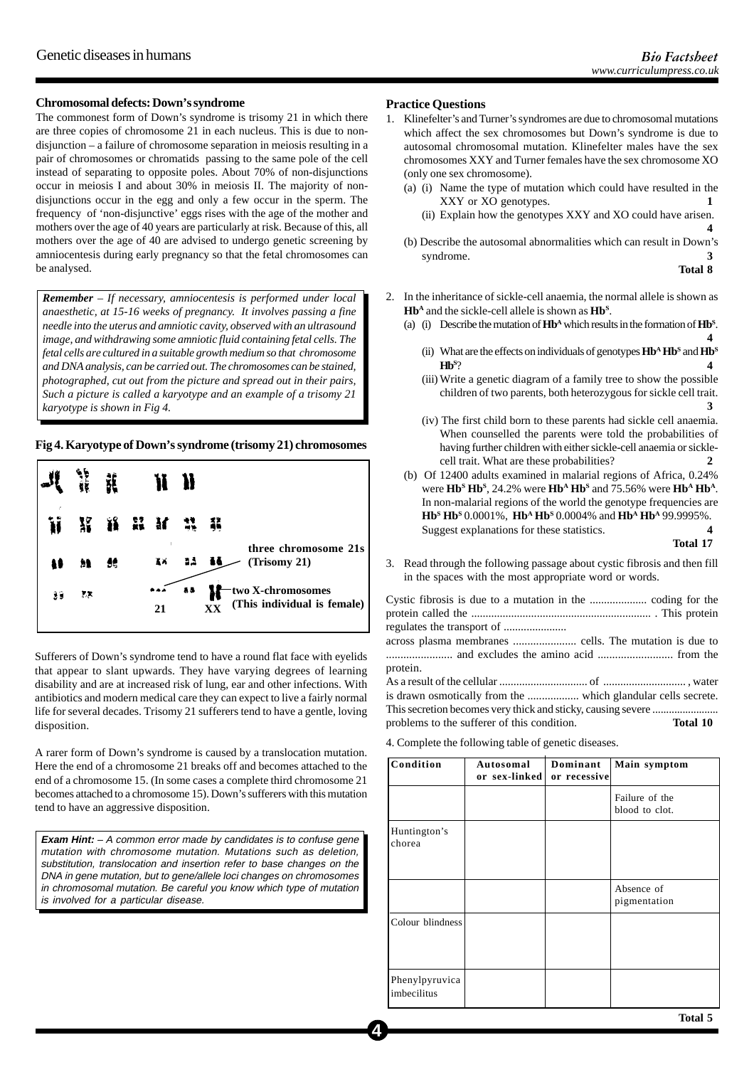## Chromosomal defects: Down's syndrome

The commonest form of Down's syndrome is trisomy 21 in which there are three copies of chromosome 21 in each nucleus. This is due to non-disjunction – a failure of chromosome separation in meiosis resulting in a pair of chromosomes or chromatids passing to the same pole of the cell instead of separating to opposite poles. About 70% of non-disjunctions occur in meiosis I and about 30% in meiosis II. The majority of non-disjunctions occur in the egg and only a few occur in the sperm. The frequency of 'non-disjunctive' eggs rises with the age of the mother and mothers over the age of 40 years are particularly at risk. Because of this, all mothers over the age of 40 are advised to undergo genetic screening by amniocentesis during early pregnancy so that the fetal chromosomes can be analysed.

> ***Remember*** *– If necessary, amniocentesis is performed under local anaesthetic, at 15-16 weeks of pregnancy. It involves passing a fine needle into the uterus and amniotic cavity, observed with an ultrasound image, and withdrawing some amniotic fluid containing fetal cells. The fetal cells are cultured in a suitable growth medium so that chromosome and DNA analysis, can be carried out. The chromosomes can be stained, photographed, cut out from the picture and spread out in their pairs, Such a picture is called a karyotype and an example of a trisomy 21 karyotype is shown in Fig 4.*

**Fig 4. Karyotype of Down's syndrome (trisomy 21) chromosomes**

**three chromosome 21s (Trisomy 21)**

**two X-chromosomes (This individual is female)**

**21** **XX**

Sufferers of Down's syndrome tend to have a round flat face with eyelids that appear to slant upwards. They have varying degrees of learning disability and are at increased risk of lung, ear and other infections. With antibiotics and modern medical care they can expect to live a fairly normal life for several decades. Trisomy 21 sufferers tend to have a gentle, loving disposition.

A rarer form of Down's syndrome is caused by a translocation mutation. Here the end of a chromosome 21 breaks off and becomes attached to the end of a chromosome 15. (In some cases a complete third chromosome 21 becomes attached to a chromosome 15). Down's sufferers with this mutation tend to have an aggressive disposition.

> ***Exam Hint:*** *– A common error made by candidates is to confuse gene mutation with chromosome mutation. Mutations such as deletion, substitution, translocation and insertion refer to base changes on the DNA in gene mutation, but to gene/allele loci changes on chromosomes in chromosomal mutation. Be careful you know which type of mutation is involved for a particular disease.*

## Practice Questions

1. Klinefelter's and Turner's syndromes are due to chromosomal mutations which affect the sex chromosomes but Down's syndrome is due to autosomal chromosomal mutation. Klinefelter males have the sex chromosomes XXY and Turner females have the sex chromosome XO (only one sex chromosome).
   (a) (i) Name the type of mutation which could have resulted in the XXY or XO genotypes. **1**
   (ii) Explain how the genotypes XXY and XO could have arisen. **4**
   (b) Describe the autosomal abnormalities which can result in Down's syndrome. **3**
   **Total 8**

2. In the inheritance of sickle-cell anaemia, the normal allele is shown as $\mathbf{Hb^A}$ and the sickle-cell allele is shown as $\mathbf{Hb^S}$.
   (a) (i) Describe the mutation of $\mathbf{Hb^A}$ which results in the formation of $\mathbf{Hb^S}$. **4**
   (ii) What are the effects on individuals of genotypes $\mathbf{Hb^A\,Hb^S}$ and $\mathbf{Hb^S\,Hb^S}$? **4**
   (iii) Write a genetic diagram of a family tree to show the possible children of two parents, both heterozygous for sickle cell trait. **3**
   (iv) The first child born to these parents had sickle cell anaemia. When counselled the parents were told the probabilities of having further children with either sickle-cell anaemia or sickle-cell trait. What are these probabilities? **2**
   (b) Of 12400 adults examined in malarial regions of Africa, 0.24% were $\mathbf{Hb^S\,Hb^S}$, 24.2% were $\mathbf{Hb^A\,Hb^S}$ and 75.56% were $\mathbf{Hb^A\,Hb^A}$. In non-malarial regions of the world the genotype frequencies are $\mathbf{Hb^S\,Hb^S}$ 0.0001%, $\mathbf{Hb^A\,Hb^S}$ 0.0004% and $\mathbf{Hb^A\,Hb^A}$ 99.9995%. Suggest explanations for these statistics. **4**
   **Total 17**

3. Read through the following passage about cystic fibrosis and then fill in the spaces with the most appropriate word or words.

Cystic fibrosis is due to a mutation in the .................... coding for the protein called the .............................................................. . This protein regulates the transport of ......................
across plasma membranes ...................... cells. The mutation is due to ....................... and excludes the amino acid .......................... from the protein.
As a result of the cellular ............................... of ............................. , water is drawn osmotically from the .................. which glandular cells secrete. This secretion becomes very thick and sticky, causing severe ....................... problems to the sufferer of this condition. **Total 10**

4. Complete the following table of genetic diseases.

| Condition | Autosomal or sex-linked | Dominant or recessive | Main symptom |
|---|---|---|---|
| | | | Failure of the blood to clot. |
| Huntington's chorea | | | |
| | | | Absence of pigmentation |
| Colour blindness | | | |
| Phenylpyruvica imbecilitus | | | |

**Total 5**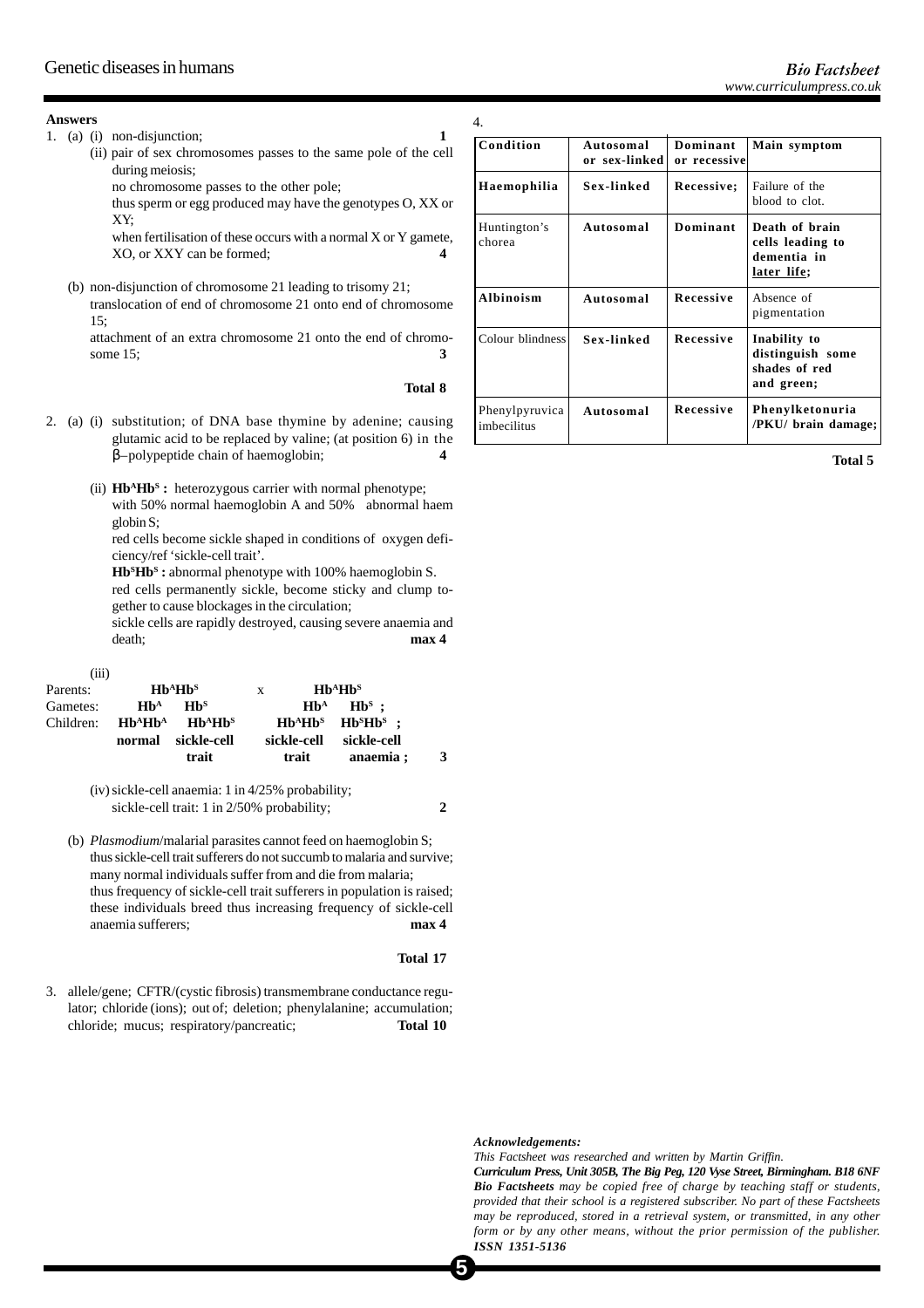## Answers

1. (a) (i) non-disjunction; **1**

   (ii) pair of sex chromosomes passes to the same pole of the cell during meiosis;
   no chromosome passes to the other pole;
   thus sperm or egg produced may have the genotypes O, XX or XY;
   when fertilisation of these occurs with a normal X or Y gamete, XO, or XXY can be formed; **4**

   (b) non-disjunction of chromosome 21 leading to trisomy 21;
   translocation of end of chromosome 21 onto end of chromosome 15;
   attachment of an extra chromosome 21 onto the end of chromosome 15; **3**

   **Total 8**

2. (a) (i) substitution; of DNA base thymine by adenine; causing glutamic acid to be replaced by valine; (at position 6) in the β–polypeptide chain of haemoglobin; **4**

   (ii) **$Hb^AHb^S$ :** heterozygous carrier with normal phenotype;
   with 50% normal haemoglobin A and 50% abnormal haemglobin S;
   red cells become sickle shaped in conditions of oxygen deficiency/ref 'sickle-cell trait'.
   **$Hb^SHb^S$ :** abnormal phenotype with 100% haemoglobin S.
   red cells permanently sickle, become sticky and clump together to cause blockages in the circulation;
   sickle cells are rapidly destroyed, causing severe anaemia and death; **max 4**

   (iii)

   | | | | | | |
   |---|---|---|---|---|---|
   | Parents: | $Hb^AHb^S$ | | x | $Hb^AHb^S$ | |
   | Gametes: | $Hb^A$ | $Hb^S$ | | $Hb^A$ | $Hb^S$ ; |
   | Children: | $Hb^AHb^A$ | $Hb^AHb^S$ | | $Hb^AHb^S$ | $Hb^SHb^S$ ; |
   | | normal | sickle-cell trait | | sickle-cell trait | sickle-cell anaemia ; **3** |

   (iv) sickle-cell anaemia: 1 in 4/25% probability;
   sickle-cell trait: 1 in 2/50% probability; **2**

   (b) *Plasmodium*/malarial parasites cannot feed on haemoglobin S;
   thus sickle-cell trait sufferers do not succumb to malaria and survive;
   many normal individuals suffer from and die from malaria;
   thus frequency of sickle-cell trait sufferers in population is raised;
   these individuals breed thus increasing frequency of sickle-cell anaemia sufferers; **max 4**

   **Total 17**

3. allele/gene; CFTR/(cystic fibrosis) transmembrane conductance regulator; chloride (ions); out of; deletion; phenylalanine; accumulation; chloride; mucus; respiratory/pancreatic; **Total 10**

4.

| Condition | Autosomal or sex-linked | Dominant or recessive | Main symptom |
|---|---|---|---|
| Haemophilia | Sex-linked | Recessive; | Failure of the blood to clot. |
| Huntington's chorea | Autosomal | Dominant | Death of brain cells leading to dementia in later life; |
| Albinoism | Autosomal | Recessive | Absence of pigmentation |
| Colour blindness | Sex-linked | Recessive | Inability to distinguish some shades of red and green; |
| Phenylpyruvica imbecilitus | Autosomal | Recessive | Phenylketonuria /PKU/ brain damage; |

**Total 5**

***Acknowledgements:***
*This Factsheet was researched and written by Martin Griffin.*
***Curriculum Press, Unit 305B, The Big Peg, 120 Vyse Street, Birmingham. B18 6NF***
***Bio Factsheets*** *may be copied free of charge by teaching staff or students, provided that their school is a registered subscriber. No part of these Factsheets may be reproduced, stored in a retrieval system, or transmitted, in any other form or by any other means, without the prior permission of the publisher.*
***ISSN 1351-5136***